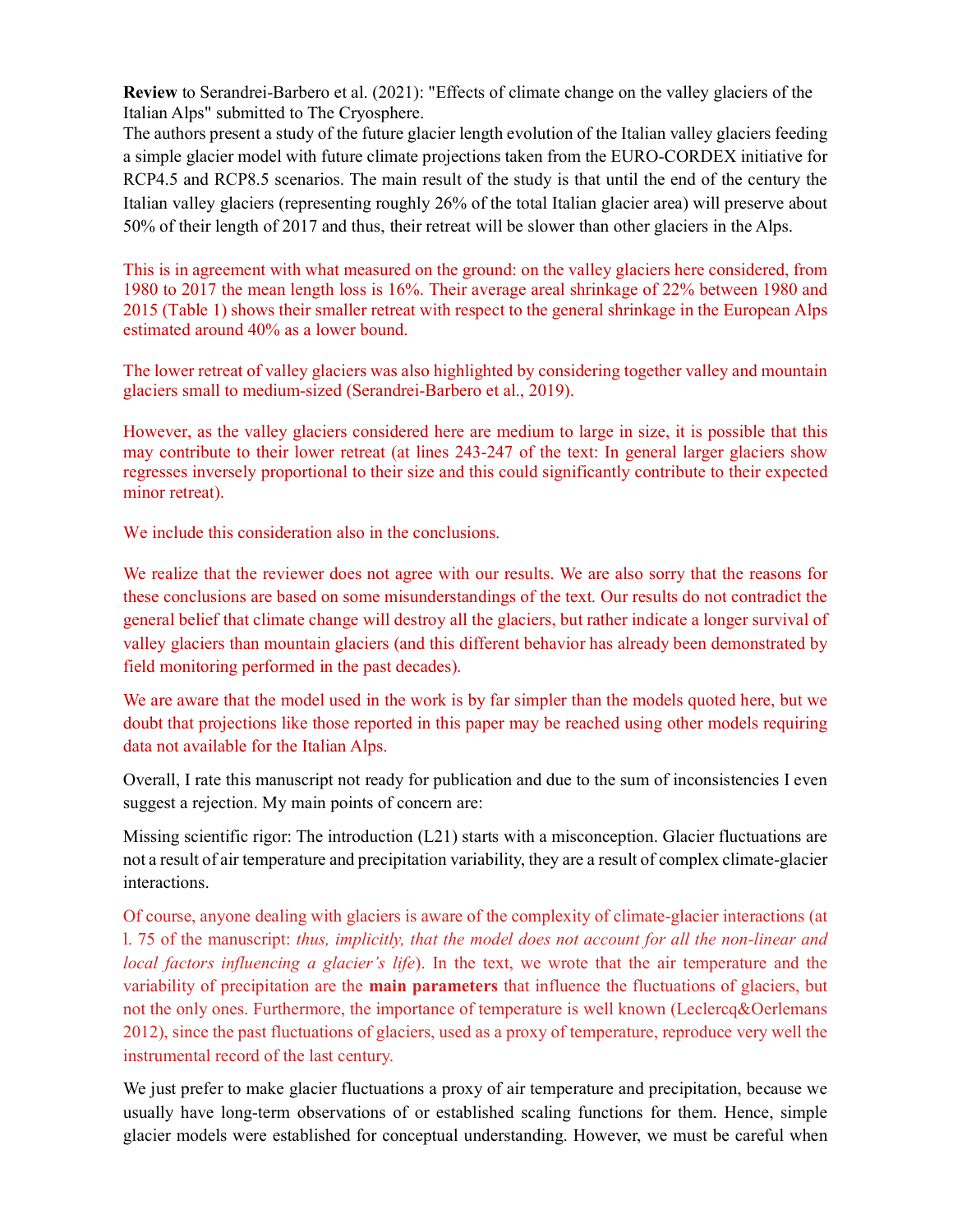**Review** to Serandrei-Barbero et al. (2021): "Effects of climate change on the valley glaciers of the Italian Alps" submitted to The Cryosphere.

The authors present a study of the future glacier length evolution of the Italian valley glaciers feeding a simple glacier model with future climate projections taken from the EURO-CORDEX initiative for RCP4.5 and RCP8.5 scenarios. The main result of the study is that until the end of the century the Italian valley glaciers (representing roughly 26% of the total Italian glacier area) will preserve about 50% of their length of 2017 and thus, their retreat will be slower than other glaciers in the Alps.

This is in agreement with what measured on the ground: on the valley glaciers here considered, from 1980 to 2017 the mean length loss is 16%. Their average areal shrinkage of 22% between 1980 and 2015 (Table 1) shows their smaller retreat with respect to the general shrinkage in the European Alps estimated around 40% as a lower bound.

The lower retreat of valley glaciers was also highlighted by considering together valley and mountain glaciers small to medium-sized (Serandrei-Barbero et al., 2019).

However, as the valley glaciers considered here are medium to large in size, it is possible that this may contribute to their lower retreat (at lines 243-247 of the text: In general larger glaciers show regresses inversely proportional to their size and this could significantly contribute to their expected minor retreat).

We include this consideration also in the conclusions.

We realize that the reviewer does not agree with our results. We are also sorry that the reasons for these conclusions are based on some misunderstandings of the text. Our results do not contradict the general belief that climate change will destroy all the glaciers, but rather indicate a longer survival of valley glaciers than mountain glaciers (and this different behavior has already been demonstrated by field monitoring performed in the past decades).

We are aware that the model used in the work is by far simpler than the models quoted here, but we doubt that projections like those reported in this paper may be reached using other models requiring data not available for the Italian Alps.

Overall, I rate this manuscript not ready for publication and due to the sum of inconsistencies I even suggest a rejection. My main points of concern are:

Missing scientific rigor: The introduction (L21) starts with a misconception. Glacier fluctuations are not a result of air temperature and precipitation variability, they are a result of complex climate-glacier interactions.

Of course, anyone dealing with glaciers is aware of the complexity of climate-glacier interactions (at l. 75 of the manuscript: *thus, implicitly, that the model does not account for all the non-linear and local factors influencing a glacier's life*). In the text, we wrote that the air temperature and the variability of precipitation are the **main parameters** that influence the fluctuations of glaciers, but not the only ones. Furthermore, the importance of temperature is well known (Leclercq&Oerlemans 2012), since the past fluctuations of glaciers, used as a proxy of temperature, reproduce very well the instrumental record of the last century.

We just prefer to make glacier fluctuations a proxy of air temperature and precipitation, because we usually have long-term observations of or established scaling functions for them. Hence, simple glacier models were established for conceptual understanding. However, we must be careful when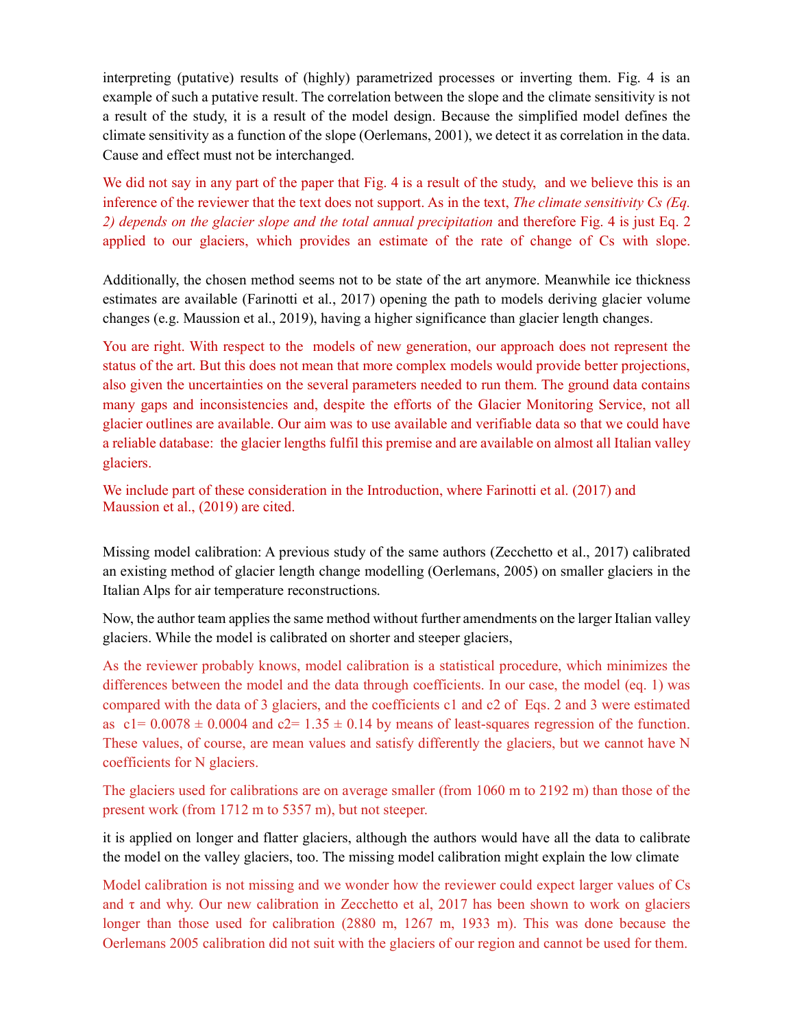interpreting (putative) results of (highly) parametrized processes or inverting them. Fig. 4 is an example of such a putative result. The correlation between the slope and the climate sensitivity is not a result of the study, it is a result of the model design. Because the simplified model defines the climate sensitivity as a function of the slope (Oerlemans, 2001), we detect it as correlation in the data. Cause and effect must not be interchanged.

We did not say in any part of the paper that Fig. 4 is a result of the study, and we believe this is an inference of the reviewer that the text does not support. As in the text, *The climate sensitivity Cs (Eq. 2) depends on the glacier slope and the total annual precipitation* and therefore Fig. 4 is just Eq. 2 applied to our glaciers, which provides an estimate of the rate of change of Cs with slope.

Additionally, the chosen method seems not to be state of the art anymore. Meanwhile ice thickness estimates are available (Farinotti et al., 2017) opening the path to models deriving glacier volume changes (e.g. Maussion et al., 2019), having a higher significance than glacier length changes.

You are right. With respect to the models of new generation, our approach does not represent the status of the art. But this does not mean that more complex models would provide better projections, also given the uncertainties on the several parameters needed to run them. The ground data contains many gaps and inconsistencies and, despite the efforts of the Glacier Monitoring Service, not all glacier outlines are available. Our aim was to use available and verifiable data so that we could have a reliable database: the glacier lengths fulfil this premise and are available on almost all Italian valley glaciers.

We include part of these consideration in the Introduction, where Farinotti et al. (2017) and Maussion et al., (2019) are cited.

Missing model calibration: A previous study of the same authors (Zecchetto et al., 2017) calibrated an existing method of glacier length change modelling (Oerlemans, 2005) on smaller glaciers in the Italian Alps for air temperature reconstructions.

Now, the author team applies the same method without further amendments on the larger Italian valley glaciers. While the model is calibrated on shorter and steeper glaciers,

As the reviewer probably knows, model calibration is a statistical procedure, which minimizes the differences between the model and the data through coefficients. In our case, the model (eq. 1) was compared with the data of 3 glaciers, and the coefficients c1 and c2 of Eqs. 2 and 3 were estimated as $c1= 0.0078 \pm 0.0004$ and $c2= 1.35 \pm 0.14$ by means of least-squares regression of the function. These values, of course, are mean values and satisfy differently the glaciers, but we cannot have N coefficients for N glaciers.

The glaciers used for calibrations are on average smaller (from 1060 m to 2192 m) than those of the present work (from 1712 m to 5357 m), but not steeper.

it is applied on longer and flatter glaciers, although the authors would have all the data to calibrate the model on the valley glaciers, too. The missing model calibration might explain the low climate

Model calibration is not missing and we wonder how the reviewer could expect larger values of Cs and $\tau$ and why. Our new calibration in Zecchetto et al, 2017 has been shown to work on glaciers longer than those used for calibration (2880 m, 1267 m, 1933 m). This was done because the Oerlemans 2005 calibration did not suit with the glaciers of our region and cannot be used for them.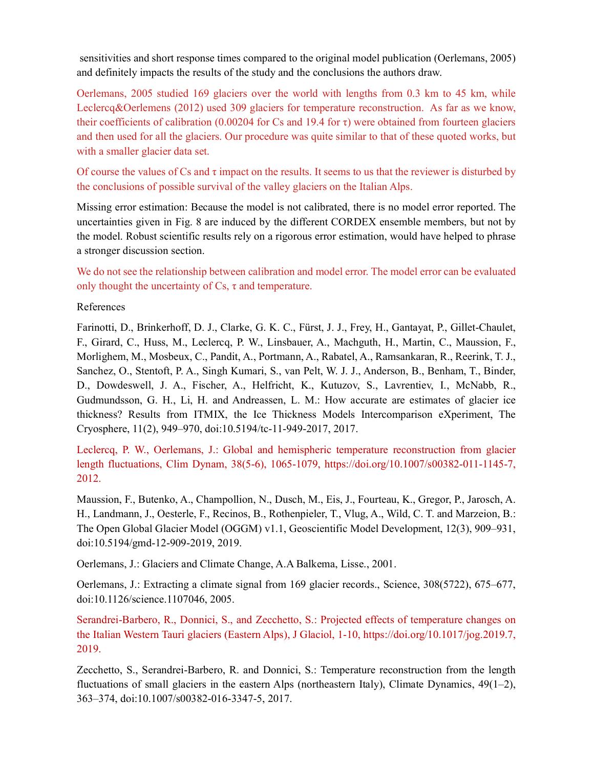sensitivities and short response times compared to the original model publication (Oerlemans, 2005) and definitely impacts the results of the study and the conclusions the authors draw.

Oerlemans, 2005 studied 169 glaciers over the world with lengths from 0.3 km to 45 km, while Leclercq&Oerlemens (2012) used 309 glaciers for temperature reconstruction. As far as we know, their coefficients of calibration (0.00204 for Cs and 19.4 for τ) were obtained from fourteen glaciers and then used for all the glaciers. Our procedure was quite similar to that of these quoted works, but with a smaller glacier data set.

Of course the values of Cs and τ impact on the results. It seems to us that the reviewer is disturbed by the conclusions of possible survival of the valley glaciers on the Italian Alps.

Missing error estimation: Because the model is not calibrated, there is no model error reported. The uncertainties given in Fig. 8 are induced by the different CORDEX ensemble members, but not by the model. Robust scientific results rely on a rigorous error estimation, would have helped to phrase a stronger discussion section.

We do not see the relationship between calibration and model error. The model error can be evaluated only thought the uncertainty of Cs, τ and temperature.

References

Farinotti, D., Brinkerhoff, D. J., Clarke, G. K. C., Fürst, J. J., Frey, H., Gantayat, P., Gillet-Chaulet, F., Girard, C., Huss, M., Leclercq, P. W., Linsbauer, A., Machguth, H., Martin, C., Maussion, F., Morlighem, M., Mosbeux, C., Pandit, A., Portmann, A., Rabatel, A., Ramsankaran, R., Reerink, T. J., Sanchez, O., Stentoft, P. A., Singh Kumari, S., van Pelt, W. J. J., Anderson, B., Benham, T., Binder, D., Dowdeswell, J. A., Fischer, A., Helfricht, K., Kutuzov, S., Lavrentiev, I., McNabb, R., Gudmundsson, G. H., Li, H. and Andreassen, L. M.: How accurate are estimates of glacier ice thickness? Results from ITMIX, the Ice Thickness Models Intercomparison eXperiment, The Cryosphere, 11(2), 949–970, doi:10.5194/tc-11-949-2017, 2017.

Leclercq, P. W., Oerlemans, J.: Global and hemispheric temperature reconstruction from glacier length fluctuations, Clim Dynam, 38(5-6), 1065-1079, https://doi.org/10.1007/s00382-011-1145-7, 2012.

Maussion, F., Butenko, A., Champollion, N., Dusch, M., Eis, J., Fourteau, K., Gregor, P., Jarosch, A. H., Landmann, J., Oesterle, F., Recinos, B., Rothenpieler, T., Vlug, A., Wild, C. T. and Marzeion, B.: The Open Global Glacier Model (OGGM) v1.1, Geoscientific Model Development, 12(3), 909–931, doi:10.5194/gmd-12-909-2019, 2019.

Oerlemans, J.: Glaciers and Climate Change, A.A Balkema, Lisse., 2001.

Oerlemans, J.: Extracting a climate signal from 169 glacier records., Science, 308(5722), 675–677, doi:10.1126/science.1107046, 2005.

Serandrei-Barbero, R., Donnici, S., and Zecchetto, S.: Projected effects of temperature changes on the Italian Western Tauri glaciers (Eastern Alps), J Glaciol, 1-10, https://doi.org/10.1017/jog.2019.7, 2019.

Zecchetto, S., Serandrei-Barbero, R. and Donnici, S.: Temperature reconstruction from the length fluctuations of small glaciers in the eastern Alps (northeastern Italy), Climate Dynamics, 49(1–2), 363–374, doi:10.1007/s00382-016-3347-5, 2017.